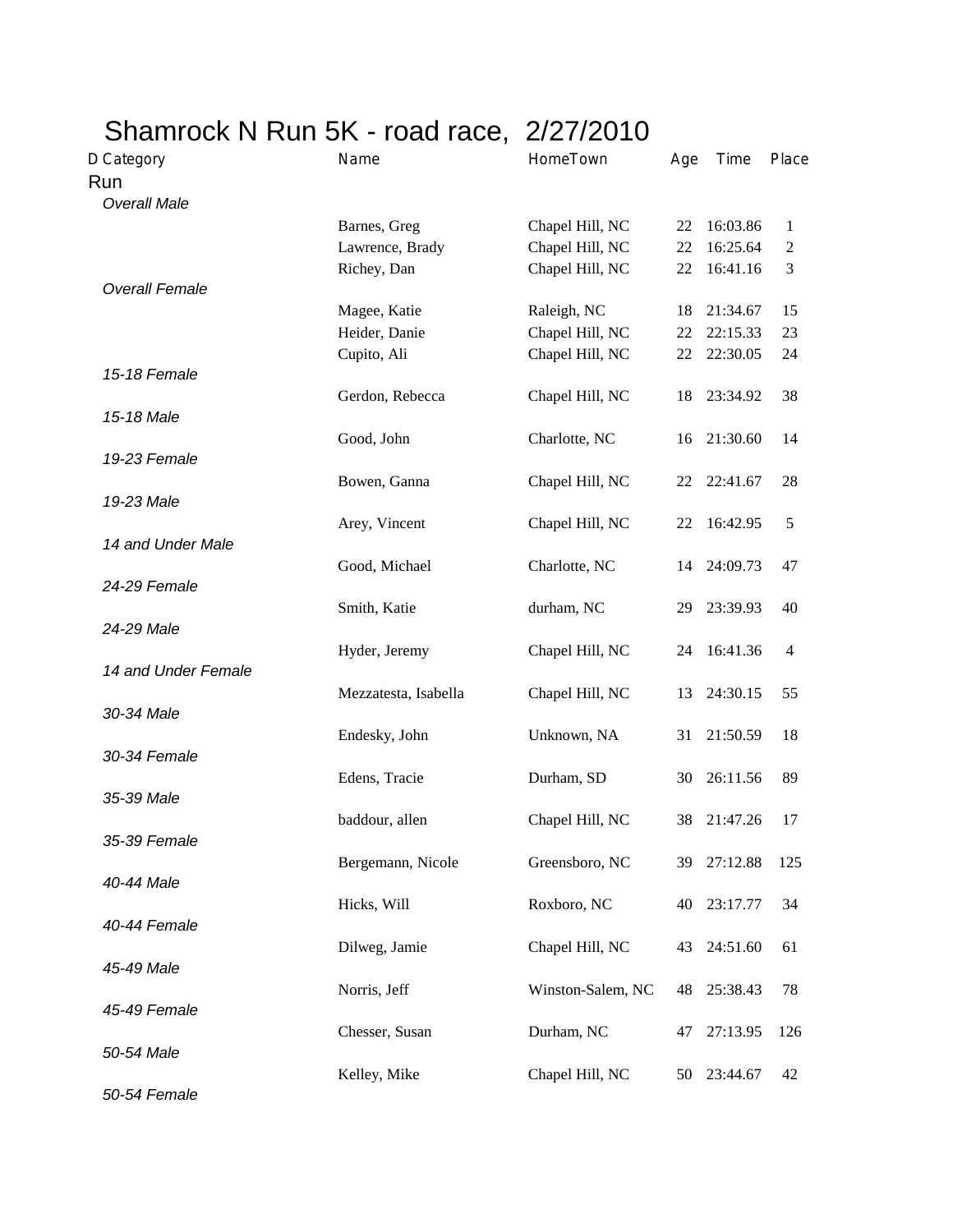# Shamrock N Run 5K - road race, 2/27/2010

| D Category | Name | HomeTown | Age | Time | Place |
|---|---|---|---|---|---|
| **Run** | | | | | |
| *Overall Male* | | | | | |
| | Barnes, Greg | Chapel Hill, NC | 22 | 16:03.86 | 1 |
| | Lawrence, Brady | Chapel Hill, NC | 22 | 16:25.64 | 2 |
| | Richey, Dan | Chapel Hill, NC | 22 | 16:41.16 | 3 |
| *Overall Female* | | | | | |
| | Magee, Katie | Raleigh, NC | 18 | 21:34.67 | 15 |
| | Heider, Danie | Chapel Hill, NC | 22 | 22:15.33 | 23 |
| | Cupito, Ali | Chapel Hill, NC | 22 | 22:30.05 | 24 |
| *15-18 Female* | | | | | |
| | Gerdon, Rebecca | Chapel Hill, NC | 18 | 23:34.92 | 38 |
| *15-18 Male* | | | | | |
| | Good, John | Charlotte, NC | 16 | 21:30.60 | 14 |
| *19-23 Female* | | | | | |
| | Bowen, Ganna | Chapel Hill, NC | 22 | 22:41.67 | 28 |
| *19-23 Male* | | | | | |
| | Arey, Vincent | Chapel Hill, NC | 22 | 16:42.95 | 5 |
| *14 and Under Male* | | | | | |
| | Good, Michael | Charlotte, NC | 14 | 24:09.73 | 47 |
| *24-29 Female* | | | | | |
| | Smith, Katie | durham, NC | 29 | 23:39.93 | 40 |
| *24-29 Male* | | | | | |
| | Hyder, Jeremy | Chapel Hill, NC | 24 | 16:41.36 | 4 |
| *14 and Under Female* | | | | | |
| | Mezzatesta, Isabella | Chapel Hill, NC | 13 | 24:30.15 | 55 |
| *30-34 Male* | | | | | |
| | Endesky, John | Unknown, NA | 31 | 21:50.59 | 18 |
| *30-34 Female* | | | | | |
| | Edens, Tracie | Durham, SD | 30 | 26:11.56 | 89 |
| *35-39 Male* | | | | | |
| | baddour, allen | Chapel Hill, NC | 38 | 21:47.26 | 17 |
| *35-39 Female* | | | | | |
| | Bergemann, Nicole | Greensboro, NC | 39 | 27:12.88 | 125 |
| *40-44 Male* | | | | | |
| | Hicks, Will | Roxboro, NC | 40 | 23:17.77 | 34 |
| *40-44 Female* | | | | | |
| | Dilweg, Jamie | Chapel Hill, NC | 43 | 24:51.60 | 61 |
| *45-49 Male* | | | | | |
| | Norris, Jeff | Winston-Salem, NC | 48 | 25:38.43 | 78 |
| *45-49 Female* | | | | | |
| | Chesser, Susan | Durham, NC | 47 | 27:13.95 | 126 |
| *50-54 Male* | | | | | |
| | Kelley, Mike | Chapel Hill, NC | 50 | 23:44.67 | 42 |
| *50-54 Female* | | | | | |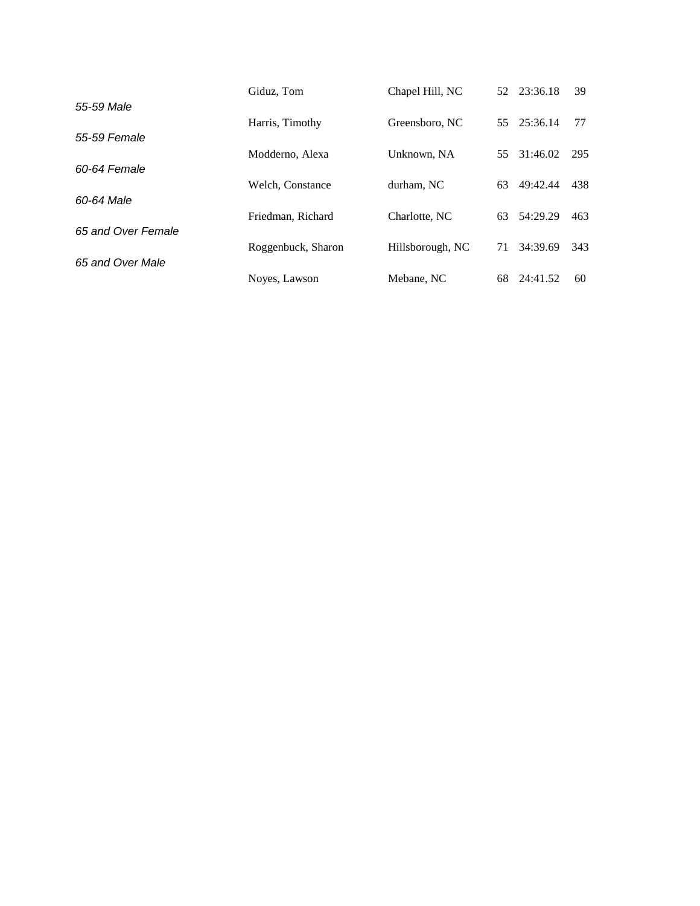| | | | | | |
|---|---|---|---|---|---|
| | Giduz, Tom | Chapel Hill, NC | 52 | 23:36.18 | 39 |
| *55-59 Male* | | | | | |
| | Harris, Timothy | Greensboro, NC | 55 | 25:36.14 | 77 |
| *55-59 Female* | | | | | |
| | Modderno, Alexa | Unknown, NA | 55 | 31:46.02 | 295 |
| *60-64 Female* | | | | | |
| | Welch, Constance | durham, NC | 63 | 49:42.44 | 438 |
| *60-64 Male* | | | | | |
| | Friedman, Richard | Charlotte, NC | 63 | 54:29.29 | 463 |
| *65 and Over Female* | | | | | |
| | Roggenbuck, Sharon | Hillsborough, NC | 71 | 34:39.69 | 343 |
| *65 and Over Male* | | | | | |
| | Noyes, Lawson | Mebane, NC | 68 | 24:41.52 | 60 |